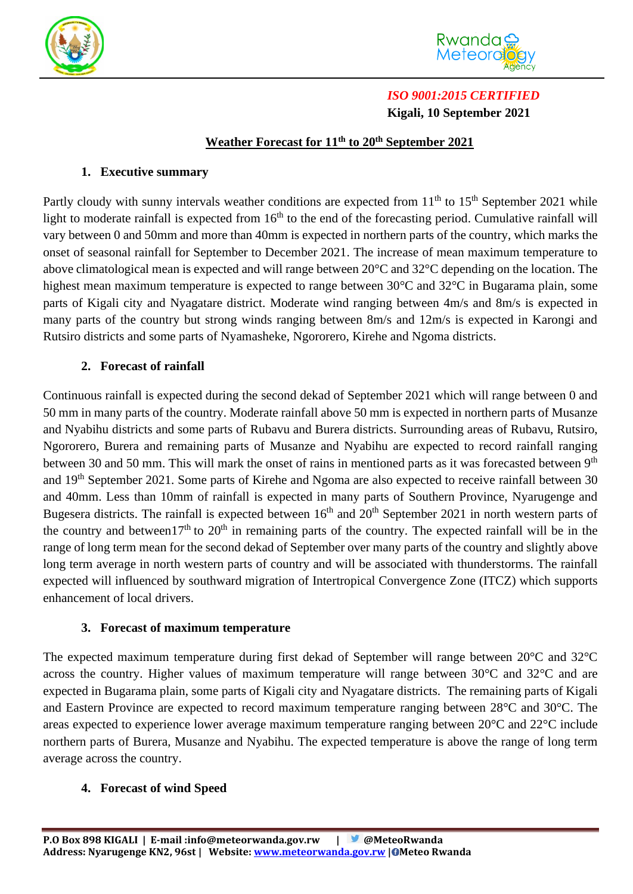*ISO 9001:2015 CERTIFIED*

**Kigali, 10 September 2021**

# Weather Forecast for 11th to 20th September 2021

## 1. Executive summary

Partly cloudy with sunny intervals weather conditions are expected from 11th to 15th September 2021 while light to moderate rainfall is expected from 16th to the end of the forecasting period. Cumulative rainfall will vary between 0 and 50mm and more than 40mm is expected in northern parts of the country, which marks the onset of seasonal rainfall for September to December 2021. The increase of mean maximum temperature to above climatological mean is expected and will range between 20°C and 32°C depending on the location. The highest mean maximum temperature is expected to range between 30°C and 32°C in Bugarama plain, some parts of Kigali city and Nyagatare district. Moderate wind ranging between 4m/s and 8m/s is expected in many parts of the country but strong winds ranging between 8m/s and 12m/s is expected in Karongi and Rutsiro districts and some parts of Nyamasheke, Ngororero, Kirehe and Ngoma districts.

## 2. Forecast of rainfall

Continuous rainfall is expected during the second dekad of September 2021 which will range between 0 and 50 mm in many parts of the country. Moderate rainfall above 50 mm is expected in northern parts of Musanze and Nyabihu districts and some parts of Rubavu and Burera districts. Surrounding areas of Rubavu, Rutsiro, Ngororero, Burera and remaining parts of Musanze and Nyabihu are expected to record rainfall ranging between 30 and 50 mm. This will mark the onset of rains in mentioned parts as it was forecasted between 9th and 19th September 2021. Some parts of Kirehe and Ngoma are also expected to receive rainfall between 30 and 40mm. Less than 10mm of rainfall is expected in many parts of Southern Province, Nyarugenge and Bugesera districts. The rainfall is expected between 16th and 20th September 2021 in north western parts of the country and between17th to 20th in remaining parts of the country. The expected rainfall will be in the range of long term mean for the second dekad of September over many parts of the country and slightly above long term average in north western parts of country and will be associated with thunderstorms. The rainfall expected will influenced by southward migration of Intertropical Convergence Zone (ITCZ) which supports enhancement of local drivers.

## 3. Forecast of maximum temperature

The expected maximum temperature during first dekad of September will range between 20°C and 32°C across the country. Higher values of maximum temperature will range between 30°C and 32°C and are expected in Bugarama plain, some parts of Kigali city and Nyagatare districts. The remaining parts of Kigali and Eastern Province are expected to record maximum temperature ranging between 28°C and 30°C. The areas expected to experience lower average maximum temperature ranging between 20°C and 22°C include northern parts of Burera, Musanze and Nyabihu. The expected temperature is above the range of long term average across the country.

## 4. Forecast of wind Speed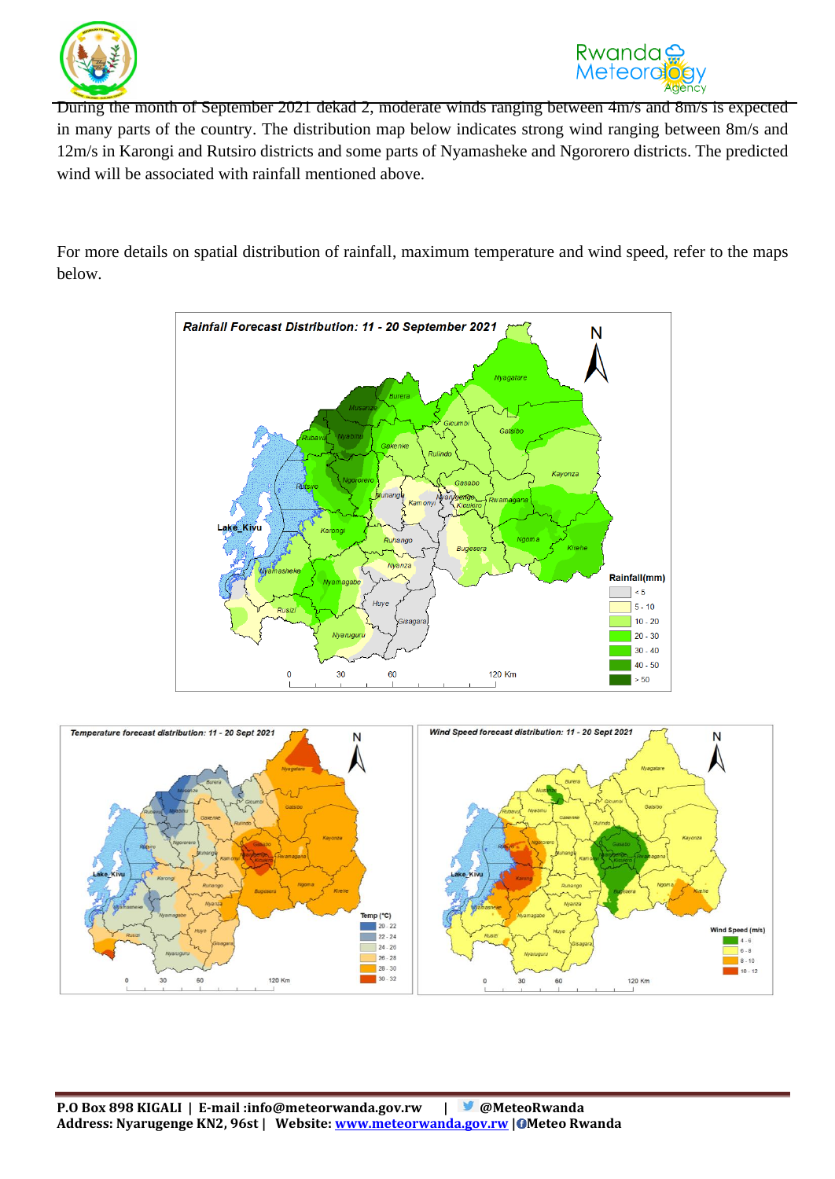During the month of September 2021 dekad 2, moderate winds ranging between 4m/s and 8m/s is expected in many parts of the country. The distribution map below indicates strong wind ranging between 8m/s and 12m/s in Karongi and Rutsiro districts and some parts of Nyamasheke and Ngororero districts. The predicted wind will be associated with rainfall mentioned above.

For more details on spatial distribution of rainfall, maximum temperature and wind speed, refer to the maps below.

Rainfall Forecast Distribution: 11 - 20 September 2021

N

Rainfall(mm)
< 5
5 - 10
10 - 20
20 - 30
30 - 40
40 - 50
> 50

0 30 60 120 Km

Temperature forecast distribution: 11 - 20 Sept 2021

N

Temp (°C)
20 - 22
22 - 24
24 - 26
26 - 28
28 - 30
30 - 32

0 30 60 120 Km

Wind Speed forecast distribution: 11 - 20 Sept 2021

N

Wind Speed (m/s)
4 - 6
6 - 8
8 - 10
10 - 12

0 30 60 120 Km